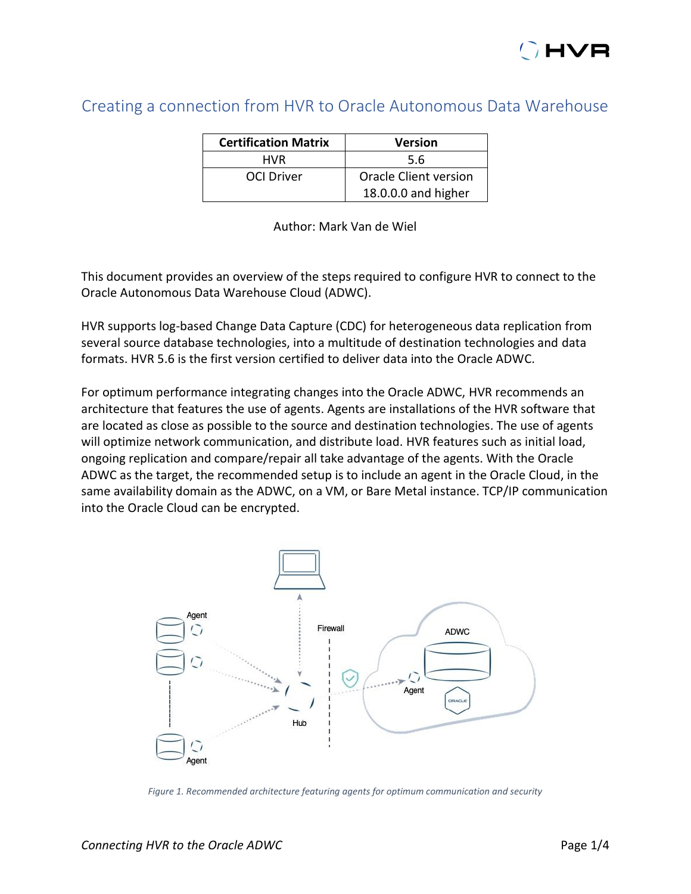# Creating a connection from HVR to Oracle Autonomous Data Warehouse

| Certification Matrix | Version |
| --- | --- |
| HVR | 5.6 |
| OCI Driver | Oracle Client version 18.0.0.0 and higher |

Author: Mark Van de Wiel

This document provides an overview of the steps required to configure HVR to connect to the Oracle Autonomous Data Warehouse Cloud (ADWC).

HVR supports log-based Change Data Capture (CDC) for heterogeneous data replication from several source database technologies, into a multitude of destination technologies and data formats. HVR 5.6 is the first version certified to deliver data into the Oracle ADWC.

For optimum performance integrating changes into the Oracle ADWC, HVR recommends an architecture that features the use of agents. Agents are installations of the HVR software that are located as close as possible to the source and destination technologies. The use of agents will optimize network communication, and distribute load. HVR features such as initial load, ongoing replication and compare/repair all take advantage of the agents. With the Oracle ADWC as the target, the recommended setup is to include an agent in the Oracle Cloud, in the same availability domain as the ADWC, on a VM, or Bare Metal instance. TCP/IP communication into the Oracle Cloud can be encrypted.

*Figure 1. Recommended architecture featuring agents for optimum communication and security*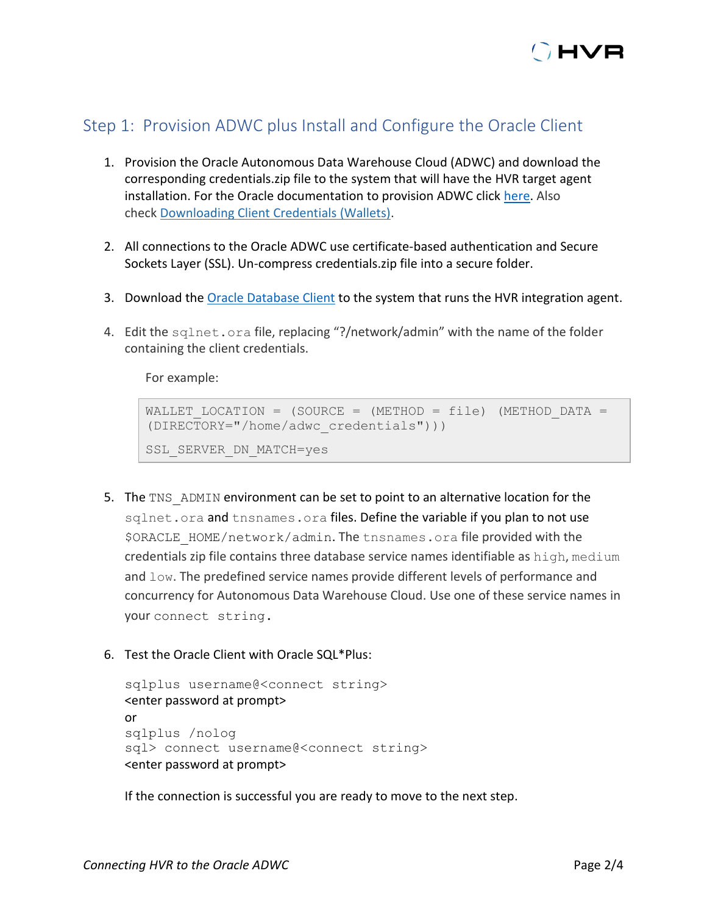## Step 1: Provision ADWC plus Install and Configure the Oracle Client

1. Provision the Oracle Autonomous Data Warehouse Cloud (ADWC) and download the corresponding credentials.zip file to the system that will have the HVR target agent installation. For the Oracle documentation to provision ADWC click here. Also check Downloading Client Credentials (Wallets).

2. All connections to the Oracle ADWC use certificate-based authentication and Secure Sockets Layer (SSL). Un-compress credentials.zip file into a secure folder.

3. Download the Oracle Database Client to the system that runs the HVR integration agent.

4. Edit the `sqlnet.ora` file, replacing "?/network/admin" with the name of the folder containing the client credentials.

   For example:

   ```
   WALLET_LOCATION = (SOURCE = (METHOD = file) (METHOD_DATA =
   (DIRECTORY="/home/adwc_credentials")))
   SSL_SERVER_DN_MATCH=yes
   ```

5. The `TNS_ADMIN` environment can be set to point to an alternative location for the `sqlnet.ora` and `tnsnames.ora` files. Define the variable if you plan to not use `$ORACLE_HOME/network/admin`. The `tnsnames.ora` file provided with the credentials zip file contains three database service names identifiable as `high`, `medium` and `low`. The predefined service names provide different levels of performance and concurrency for Autonomous Data Warehouse Cloud. Use one of these service names in your `connect string`.

6. Test the Oracle Client with Oracle SQL*Plus:

   ```
   sqlplus username@<connect string>
   <enter password at prompt>
   or
   sqlplus /nolog
   sql> connect username@<connect string>
   <enter password at prompt>
   ```

   If the connection is successful you are ready to move to the next step.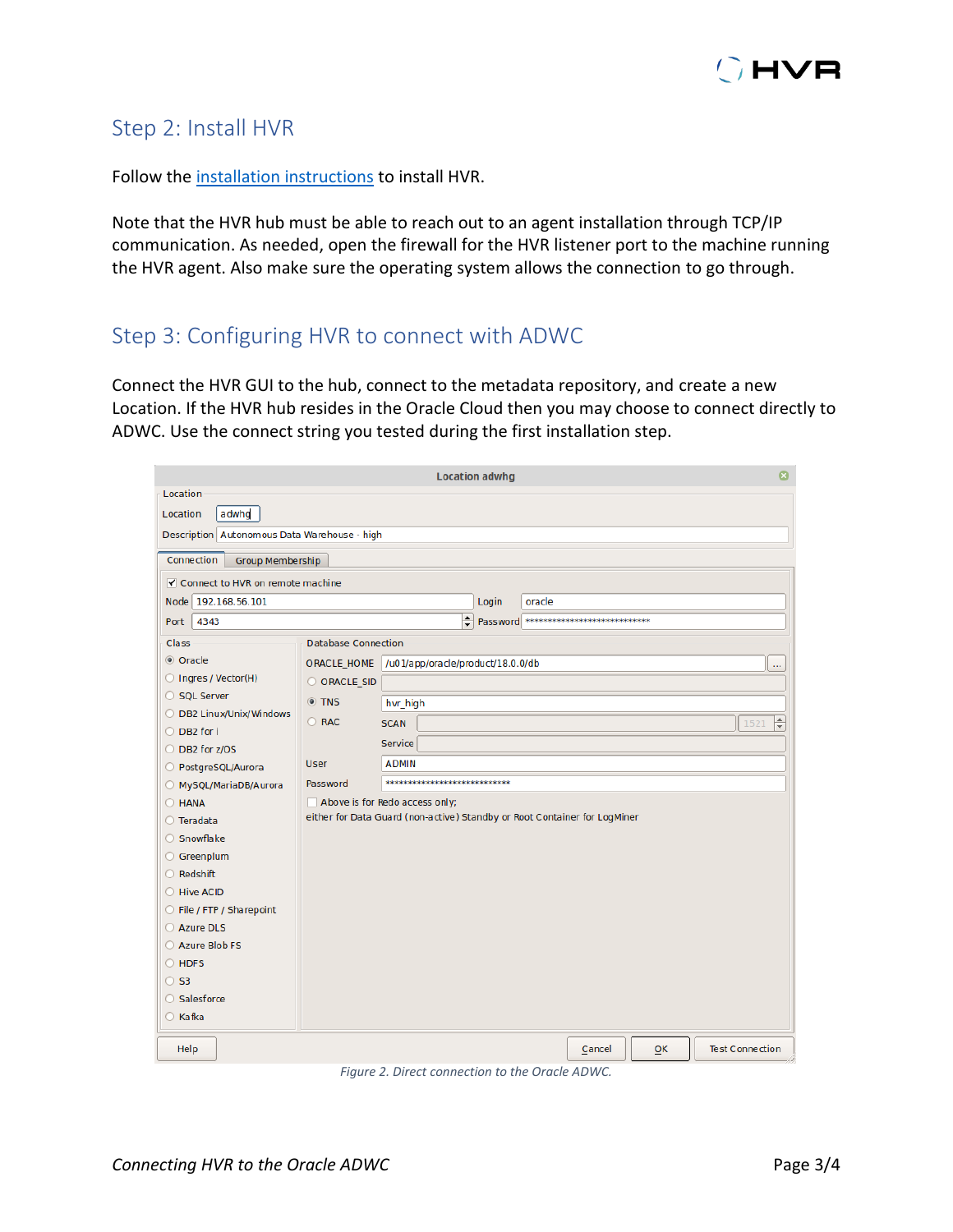## Step 2: Install HVR

Follow the installation instructions to install HVR.

Note that the HVR hub must be able to reach out to an agent installation through TCP/IP communication. As needed, open the firewall for the HVR listener port to the machine running the HVR agent. Also make sure the operating system allows the connection to go through.

## Step 3: Configuring HVR to connect with ADWC

Connect the HVR GUI to the hub, connect to the metadata repository, and create a new Location. If the HVR hub resides in the Oracle Cloud then you may choose to connect directly to ADWC. Use the connect string you tested during the first installation step.

*Figure 2. Direct connection to the Oracle ADWC.*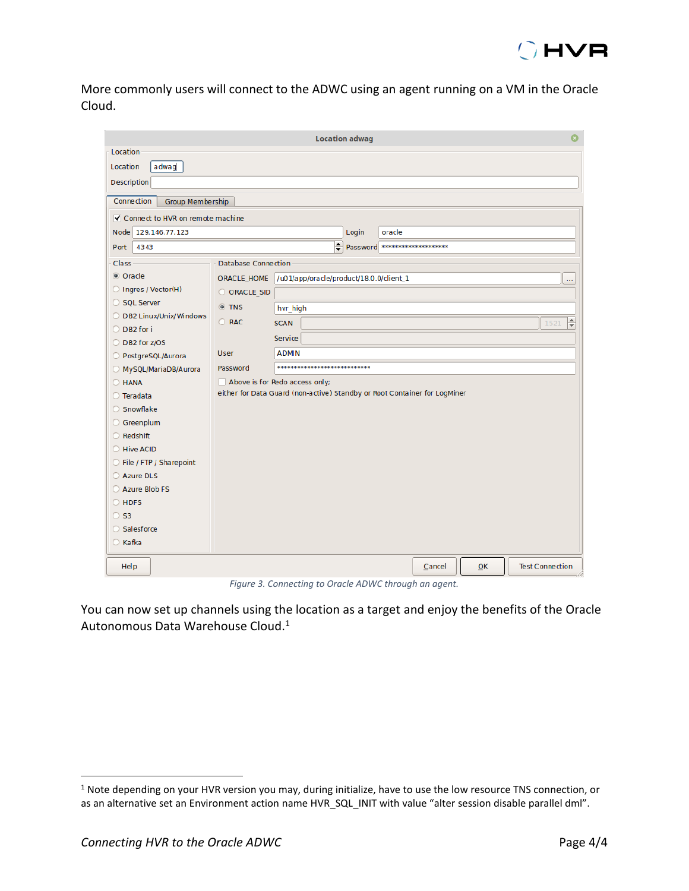More commonly users will connect to the ADWC using an agent running on a VM in the Oracle Cloud.

*Figure 3. Connecting to Oracle ADWC through an agent.*

You can now set up channels using the location as a target and enjoy the benefits of the Oracle Autonomous Data Warehouse Cloud.[1]

---

[1] Note depending on your HVR version you may, during initialize, have to use the low resource TNS connection, or as an alternative set an Environment action name HVR_SQL_INIT with value "alter session disable parallel dml".